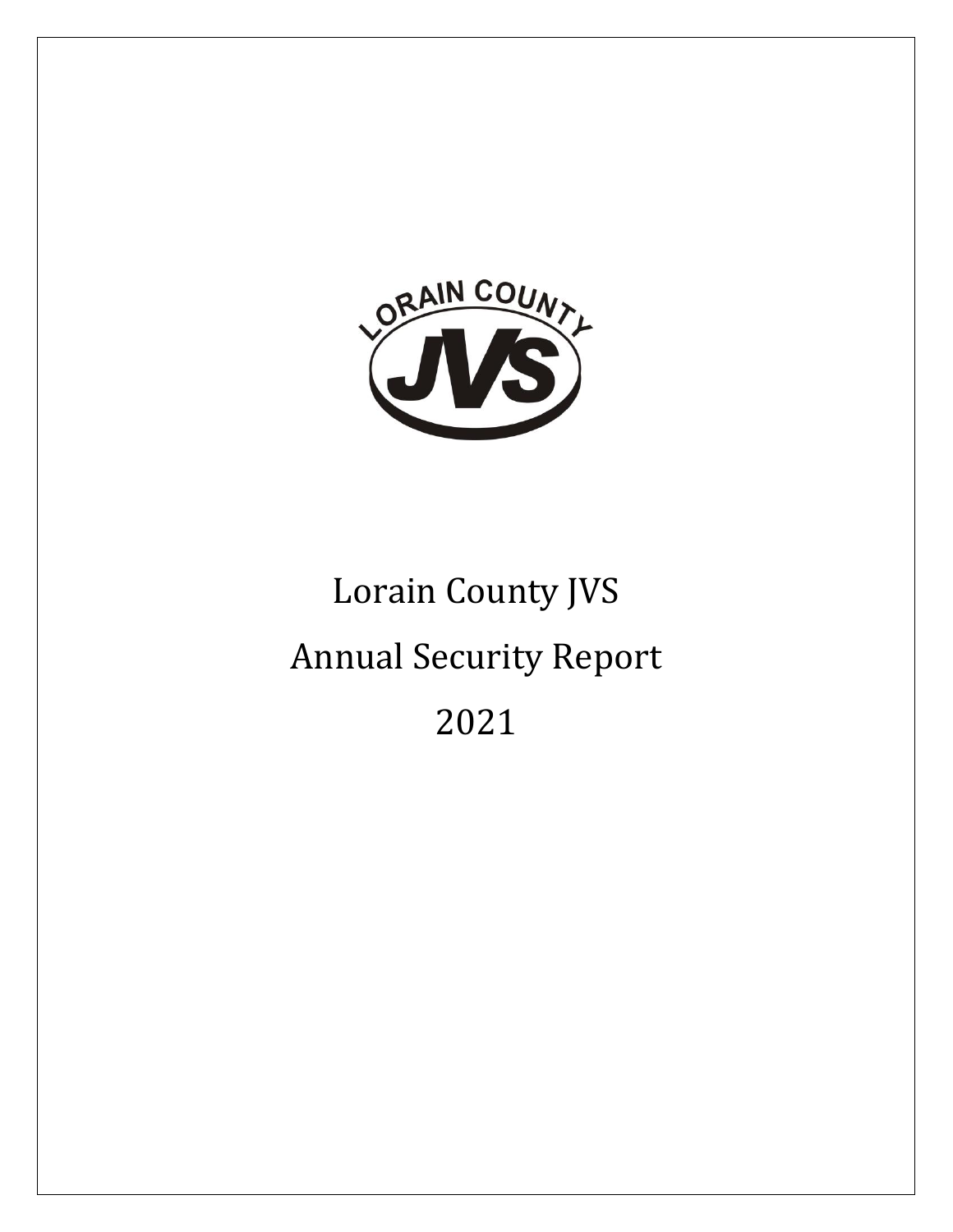# Lorain County JVS

# Annual Security Report

# 2021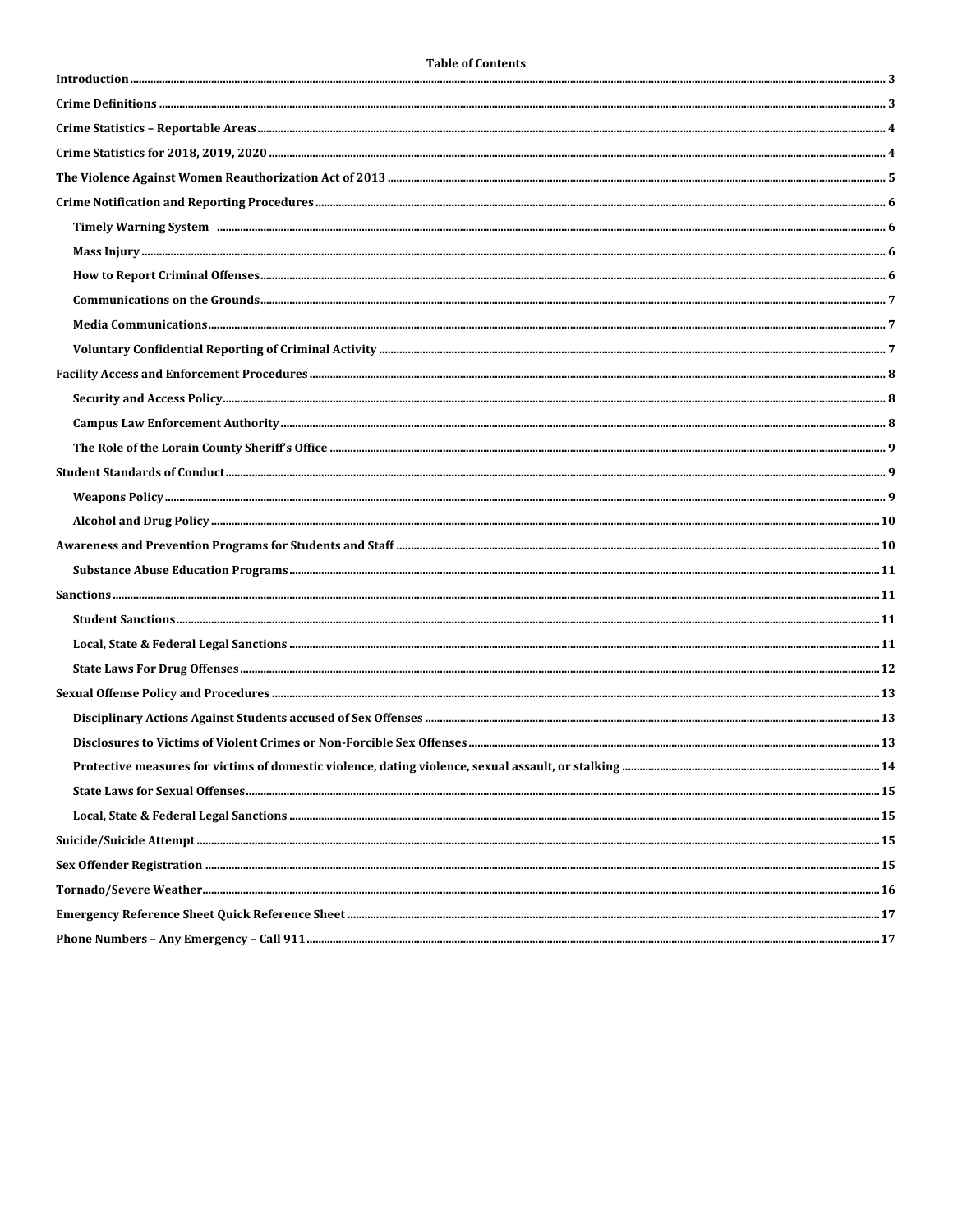**Table of Contents**

- **Introduction** ..... 3
- **Crime Definitions** ..... 3
- **Crime Statistics – Reportable Areas** ..... 4
- **Crime Statistics for 2018, 2019, 2020** ..... 4
- **The Violence Against Women Reauthorization Act of 2013** ..... 5
- **Crime Notification and Reporting Procedures** ..... 6
  - **Timely Warning System** ..... 6
  - **Mass Injury** ..... 6
  - **How to Report Criminal Offenses** ..... 6
  - **Communications on the Grounds** ..... 7
  - **Media Communications** ..... 7
  - **Voluntary Confidential Reporting of Criminal Activity** ..... 7
- **Facility Access and Enforcement Procedures** ..... 8
  - **Security and Access Policy** ..... 8
  - **Campus Law Enforcement Authority** ..... 8
  - **The Role of the Lorain County Sheriff's Office** ..... 9
- **Student Standards of Conduct** ..... 9
  - **Weapons Policy** ..... 9
  - **Alcohol and Drug Policy** ..... 10
- **Awareness and Prevention Programs for Students and Staff** ..... 10
  - **Substance Abuse Education Programs** ..... 11
- **Sanctions** ..... 11
  - **Student Sanctions** ..... 11
  - **Local, State & Federal Legal Sanctions** ..... 11
  - **State Laws For Drug Offenses** ..... 12
- **Sexual Offense Policy and Procedures** ..... 13
  - **Disciplinary Actions Against Students accused of Sex Offenses** ..... 13
  - **Disclosures to Victims of Violent Crimes or Non-Forcible Sex Offenses** ..... 13
  - **Protective measures for victims of domestic violence, dating violence, sexual assault, or stalking** ..... 14
  - **State Laws for Sexual Offenses** ..... 15
  - **Local, State & Federal Legal Sanctions** ..... 15
- **Suicide/Suicide Attempt** ..... 15
- **Sex Offender Registration** ..... 15
- **Tornado/Severe Weather** ..... 16
- **Emergency Reference Sheet Quick Reference Sheet** ..... 17
- **Phone Numbers – Any Emergency – Call 911** ..... 17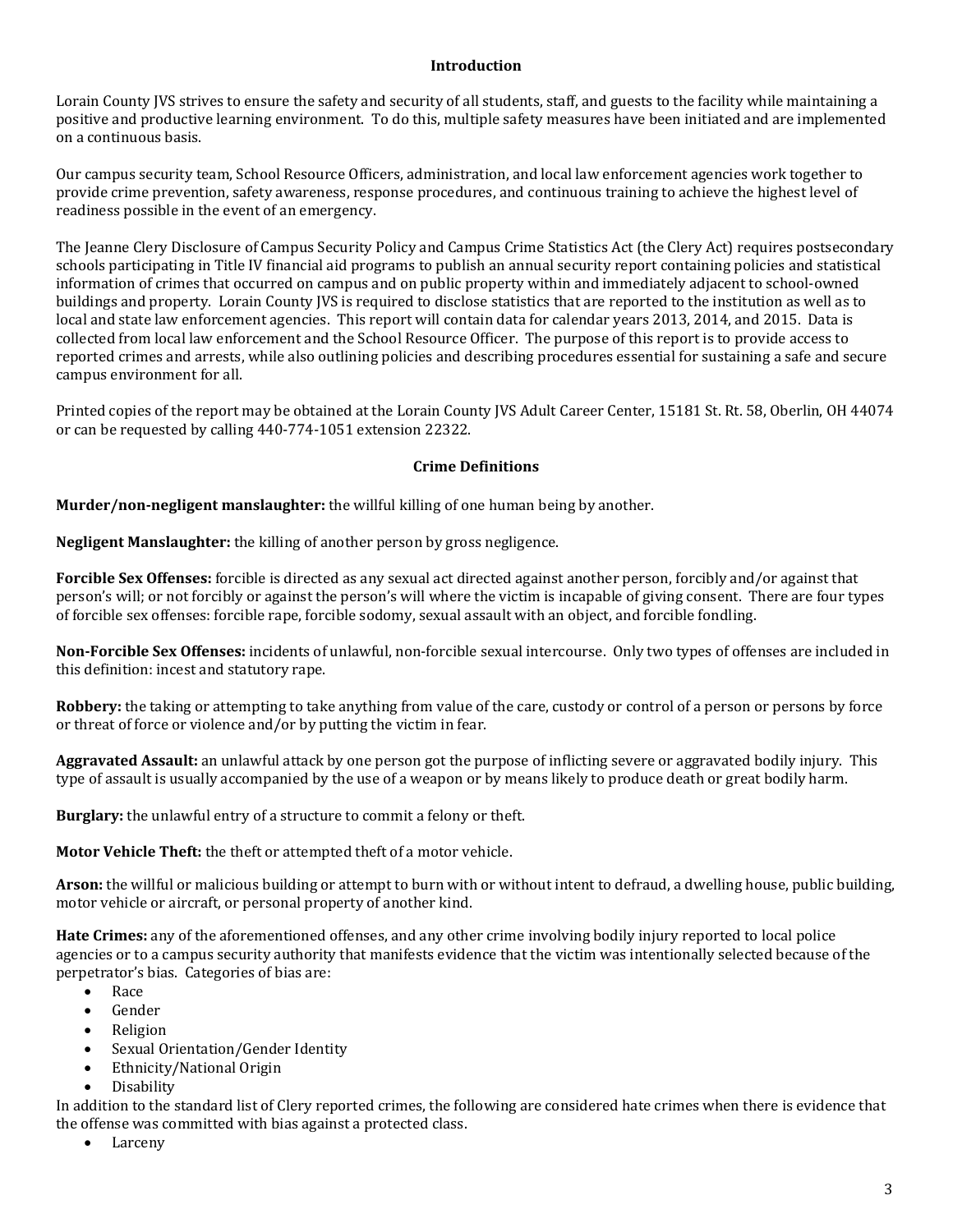## Introduction

Lorain County JVS strives to ensure the safety and security of all students, staff, and guests to the facility while maintaining a positive and productive learning environment. To do this, multiple safety measures have been initiated and are implemented on a continuous basis.

Our campus security team, School Resource Officers, administration, and local law enforcement agencies work together to provide crime prevention, safety awareness, response procedures, and continuous training to achieve the highest level of readiness possible in the event of an emergency.

The Jeanne Clery Disclosure of Campus Security Policy and Campus Crime Statistics Act (the Clery Act) requires postsecondary schools participating in Title IV financial aid programs to publish an annual security report containing policies and statistical information of crimes that occurred on campus and on public property within and immediately adjacent to school-owned buildings and property. Lorain County JVS is required to disclose statistics that are reported to the institution as well as to local and state law enforcement agencies. This report will contain data for calendar years 2013, 2014, and 2015. Data is collected from local law enforcement and the School Resource Officer. The purpose of this report is to provide access to reported crimes and arrests, while also outlining policies and describing procedures essential for sustaining a safe and secure campus environment for all.

Printed copies of the report may be obtained at the Lorain County JVS Adult Career Center, 15181 St. Rt. 58, Oberlin, OH 44074 or can be requested by calling 440-774-1051 extension 22322.

## Crime Definitions

**Murder/non-negligent manslaughter:** the willful killing of one human being by another.

**Negligent Manslaughter:** the killing of another person by gross negligence.

**Forcible Sex Offenses:** forcible is directed as any sexual act directed against another person, forcibly and/or against that person's will; or not forcibly or against the person's will where the victim is incapable of giving consent. There are four types of forcible sex offenses: forcible rape, forcible sodomy, sexual assault with an object, and forcible fondling.

**Non-Forcible Sex Offenses:** incidents of unlawful, non-forcible sexual intercourse. Only two types of offenses are included in this definition: incest and statutory rape.

**Robbery:** the taking or attempting to take anything from value of the care, custody or control of a person or persons by force or threat of force or violence and/or by putting the victim in fear.

**Aggravated Assault:** an unlawful attack by one person got the purpose of inflicting severe or aggravated bodily injury. This type of assault is usually accompanied by the use of a weapon or by means likely to produce death or great bodily harm.

**Burglary:** the unlawful entry of a structure to commit a felony or theft.

**Motor Vehicle Theft:** the theft or attempted theft of a motor vehicle.

**Arson:** the willful or malicious building or attempt to burn with or without intent to defraud, a dwelling house, public building, motor vehicle or aircraft, or personal property of another kind.

**Hate Crimes:** any of the aforementioned offenses, and any other crime involving bodily injury reported to local police agencies or to a campus security authority that manifests evidence that the victim was intentionally selected because of the perpetrator's bias. Categories of bias are:

- Race
- Gender
- Religion
- Sexual Orientation/Gender Identity
- Ethnicity/National Origin
- Disability

In addition to the standard list of Clery reported crimes, the following are considered hate crimes when there is evidence that the offense was committed with bias against a protected class.

- Larceny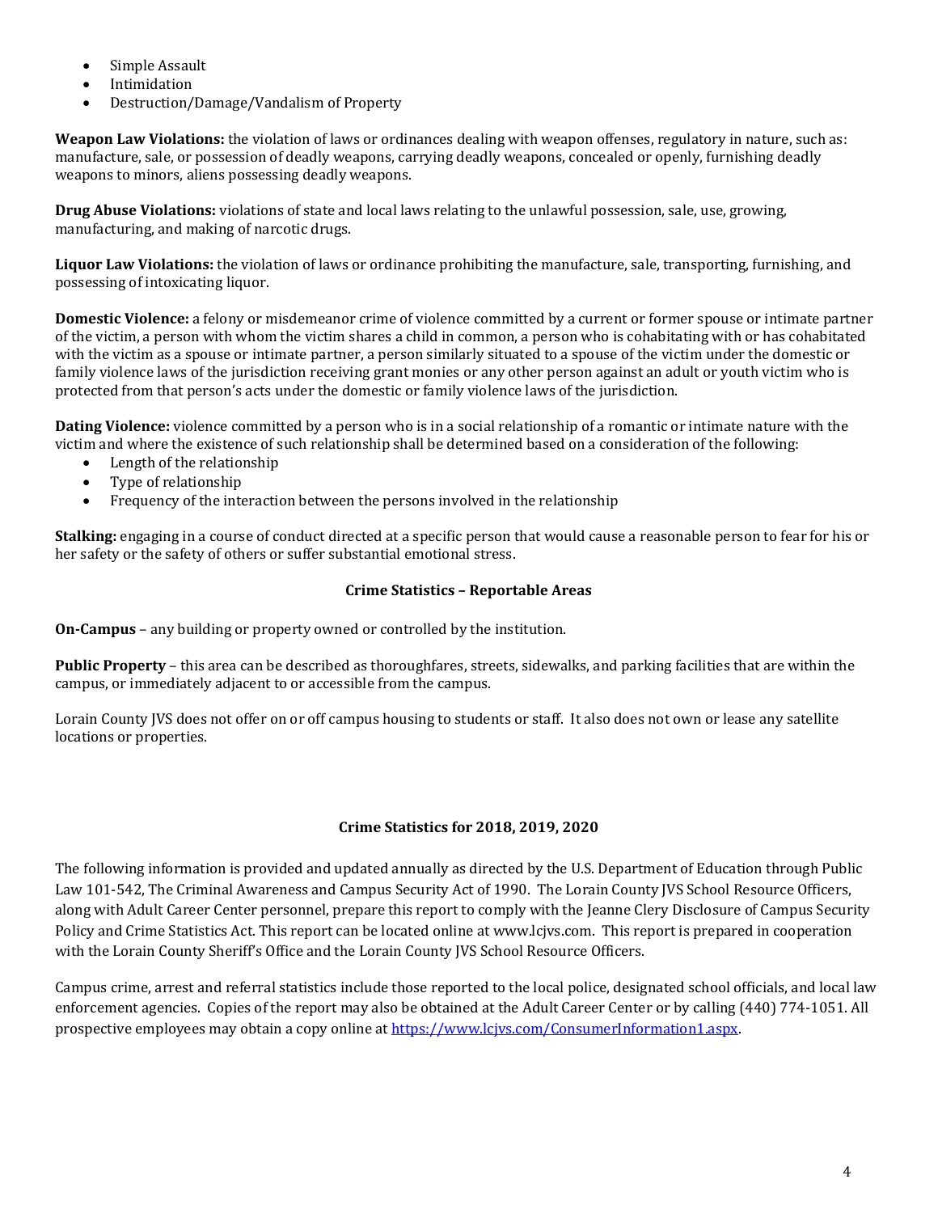- Simple Assault
- Intimidation
- Destruction/Damage/Vandalism of Property

**Weapon Law Violations:** the violation of laws or ordinances dealing with weapon offenses, regulatory in nature, such as: manufacture, sale, or possession of deadly weapons, carrying deadly weapons, concealed or openly, furnishing deadly weapons to minors, aliens possessing deadly weapons.

**Drug Abuse Violations:** violations of state and local laws relating to the unlawful possession, sale, use, growing, manufacturing, and making of narcotic drugs.

**Liquor Law Violations:** the violation of laws or ordinance prohibiting the manufacture, sale, transporting, furnishing, and possessing of intoxicating liquor.

**Domestic Violence:** a felony or misdemeanor crime of violence committed by a current or former spouse or intimate partner of the victim, a person with whom the victim shares a child in common, a person who is cohabitating with or has cohabitated with the victim as a spouse or intimate partner, a person similarly situated to a spouse of the victim under the domestic or family violence laws of the jurisdiction receiving grant monies or any other person against an adult or youth victim who is protected from that person's acts under the domestic or family violence laws of the jurisdiction.

**Dating Violence:** violence committed by a person who is in a social relationship of a romantic or intimate nature with the victim and where the existence of such relationship shall be determined based on a consideration of the following:

- Length of the relationship
- Type of relationship
- Frequency of the interaction between the persons involved in the relationship

**Stalking:** engaging in a course of conduct directed at a specific person that would cause a reasonable person to fear for his or her safety or the safety of others or suffer substantial emotional stress.

### Crime Statistics – Reportable Areas

**On-Campus** – any building or property owned or controlled by the institution.

**Public Property** – this area can be described as thoroughfares, streets, sidewalks, and parking facilities that are within the campus, or immediately adjacent to or accessible from the campus.

Lorain County JVS does not offer on or off campus housing to students or staff. It also does not own or lease any satellite locations or properties.

### Crime Statistics for 2018, 2019, 2020

The following information is provided and updated annually as directed by the U.S. Department of Education through Public Law 101-542, The Criminal Awareness and Campus Security Act of 1990. The Lorain County JVS School Resource Officers, along with Adult Career Center personnel, prepare this report to comply with the Jeanne Clery Disclosure of Campus Security Policy and Crime Statistics Act. This report can be located online at www.lcjvs.com. This report is prepared in cooperation with the Lorain County Sheriff's Office and the Lorain County JVS School Resource Officers.

Campus crime, arrest and referral statistics include those reported to the local police, designated school officials, and local law enforcement agencies. Copies of the report may also be obtained at the Adult Career Center or by calling (440) 774-1051. All prospective employees may obtain a copy online at [https://www.lcjvs.com/ConsumerInformation1.aspx](https://www.lcjvs.com/ConsumerInformation1.aspx).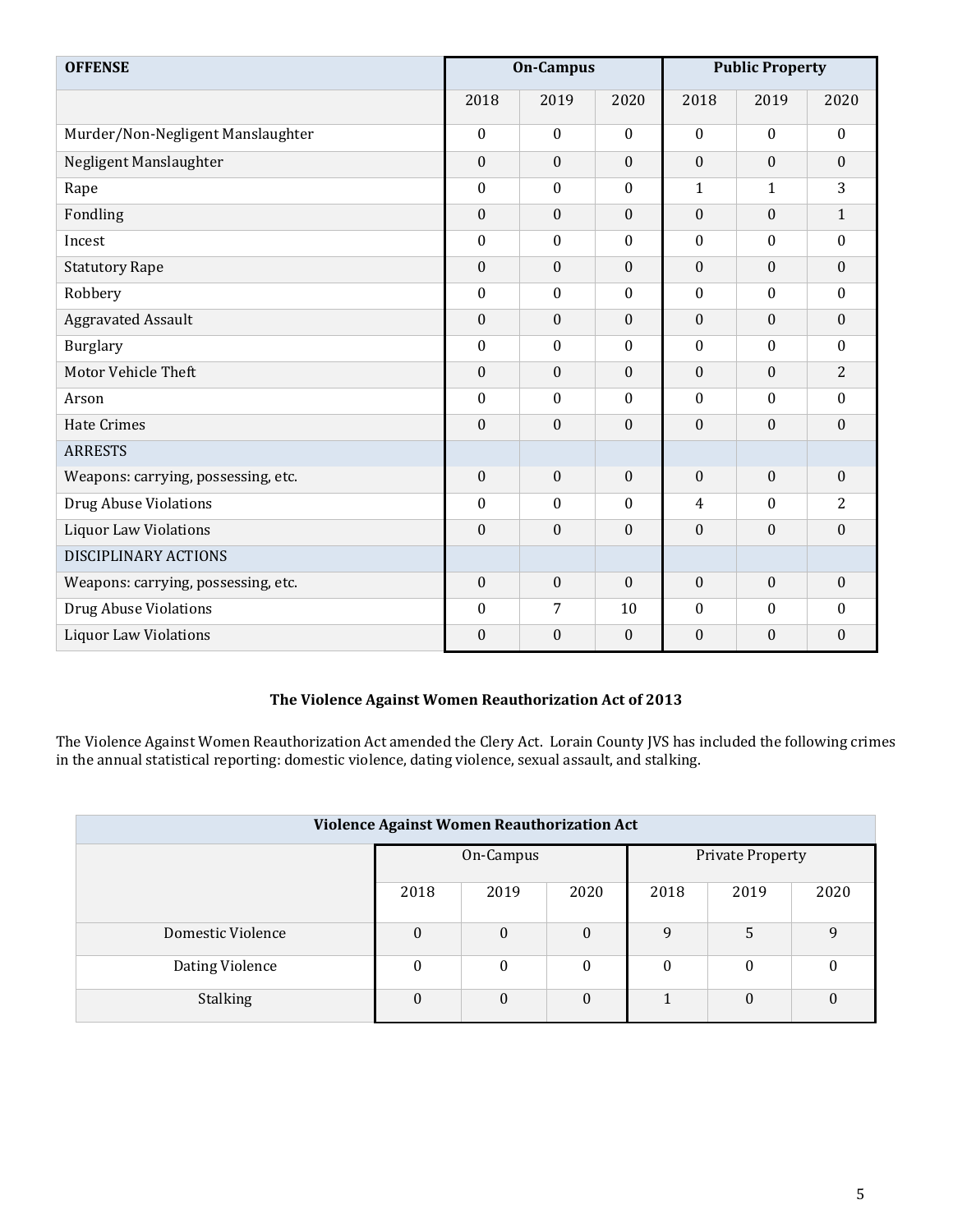| OFFENSE | On-Campus | | | Public Property | | |
|---|---|---|---|---|---|---|
| | 2018 | 2019 | 2020 | 2018 | 2019 | 2020 |
| Murder/Non-Negligent Manslaughter | 0 | 0 | 0 | 0 | 0 | 0 |
| Negligent Manslaughter | 0 | 0 | 0 | 0 | 0 | 0 |
| Rape | 0 | 0 | 0 | 1 | 1 | 3 |
| Fondling | 0 | 0 | 0 | 0 | 0 | 1 |
| Incest | 0 | 0 | 0 | 0 | 0 | 0 |
| Statutory Rape | 0 | 0 | 0 | 0 | 0 | 0 |
| Robbery | 0 | 0 | 0 | 0 | 0 | 0 |
| Aggravated Assault | 0 | 0 | 0 | 0 | 0 | 0 |
| Burglary | 0 | 0 | 0 | 0 | 0 | 0 |
| Motor Vehicle Theft | 0 | 0 | 0 | 0 | 0 | 2 |
| Arson | 0 | 0 | 0 | 0 | 0 | 0 |
| Hate Crimes | 0 | 0 | 0 | 0 | 0 | 0 |
| ARRESTS | | | | | | |
| Weapons: carrying, possessing, etc. | 0 | 0 | 0 | 0 | 0 | 0 |
| Drug Abuse Violations | 0 | 0 | 0 | 4 | 0 | 2 |
| Liquor Law Violations | 0 | 0 | 0 | 0 | 0 | 0 |
| DISCIPLINARY ACTIONS | | | | | | |
| Weapons: carrying, possessing, etc. | 0 | 0 | 0 | 0 | 0 | 0 |
| Drug Abuse Violations | 0 | 7 | 10 | 0 | 0 | 0 |
| Liquor Law Violations | 0 | 0 | 0 | 0 | 0 | 0 |

**The Violence Against Women Reauthorization Act of 2013**

The Violence Against Women Reauthorization Act amended the Clery Act. Lorain County JVS has included the following crimes in the annual statistical reporting: domestic violence, dating violence, sexual assault, and stalking.

| Violence Against Women Reauthorization Act | | | | | | |
|---|---|---|---|---|---|---|
| | On-Campus | | | Private Property | | |
| | 2018 | 2019 | 2020 | 2018 | 2019 | 2020 |
| Domestic Violence | 0 | 0 | 0 | 9 | 5 | 9 |
| Dating Violence | 0 | 0 | 0 | 0 | 0 | 0 |
| Stalking | 0 | 0 | 0 | 1 | 0 | 0 |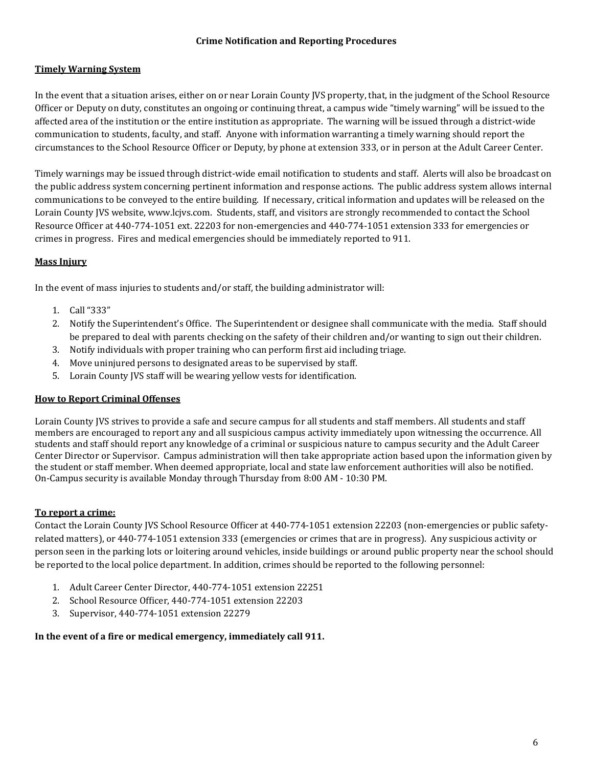## Crime Notification and Reporting Procedures

### Timely Warning System

In the event that a situation arises, either on or near Lorain County JVS property, that, in the judgment of the School Resource Officer or Deputy on duty, constitutes an ongoing or continuing threat, a campus wide "timely warning" will be issued to the affected area of the institution or the entire institution as appropriate. The warning will be issued through a district-wide communication to students, faculty, and staff. Anyone with information warranting a timely warning should report the circumstances to the School Resource Officer or Deputy, by phone at extension 333, or in person at the Adult Career Center.

Timely warnings may be issued through district-wide email notification to students and staff. Alerts will also be broadcast on the public address system concerning pertinent information and response actions. The public address system allows internal communications to be conveyed to the entire building. If necessary, critical information and updates will be released on the Lorain County JVS website, www.lcjvs.com. Students, staff, and visitors are strongly recommended to contact the School Resource Officer at 440-774-1051 ext. 22203 for non-emergencies and 440-774-1051 extension 333 for emergencies or crimes in progress. Fires and medical emergencies should be immediately reported to 911.

### Mass Injury

In the event of mass injuries to students and/or staff, the building administrator will:

1. Call "333"
2. Notify the Superintendent's Office. The Superintendent or designee shall communicate with the media. Staff should be prepared to deal with parents checking on the safety of their children and/or wanting to sign out their children.
3. Notify individuals with proper training who can perform first aid including triage.
4. Move uninjured persons to designated areas to be supervised by staff.
5. Lorain County JVS staff will be wearing yellow vests for identification.

### How to Report Criminal Offenses

Lorain County JVS strives to provide a safe and secure campus for all students and staff members. All students and staff members are encouraged to report any and all suspicious campus activity immediately upon witnessing the occurrence. All students and staff should report any knowledge of a criminal or suspicious nature to campus security and the Adult Career Center Director or Supervisor. Campus administration will then take appropriate action based upon the information given by the student or staff member. When deemed appropriate, local and state law enforcement authorities will also be notified. On-Campus security is available Monday through Thursday from 8:00 AM - 10:30 PM.

### To report a crime:

Contact the Lorain County JVS School Resource Officer at 440-774-1051 extension 22203 (non-emergencies or public safety-related matters), or 440-774-1051 extension 333 (emergencies or crimes that are in progress). Any suspicious activity or person seen in the parking lots or loitering around vehicles, inside buildings or around public property near the school should be reported to the local police department. In addition, crimes should be reported to the following personnel:

1. Adult Career Center Director, 440-774-1051 extension 22251
2. School Resource Officer, 440-774-1051 extension 22203
3. Supervisor, 440-774-1051 extension 22279

**In the event of a fire or medical emergency, immediately call 911.**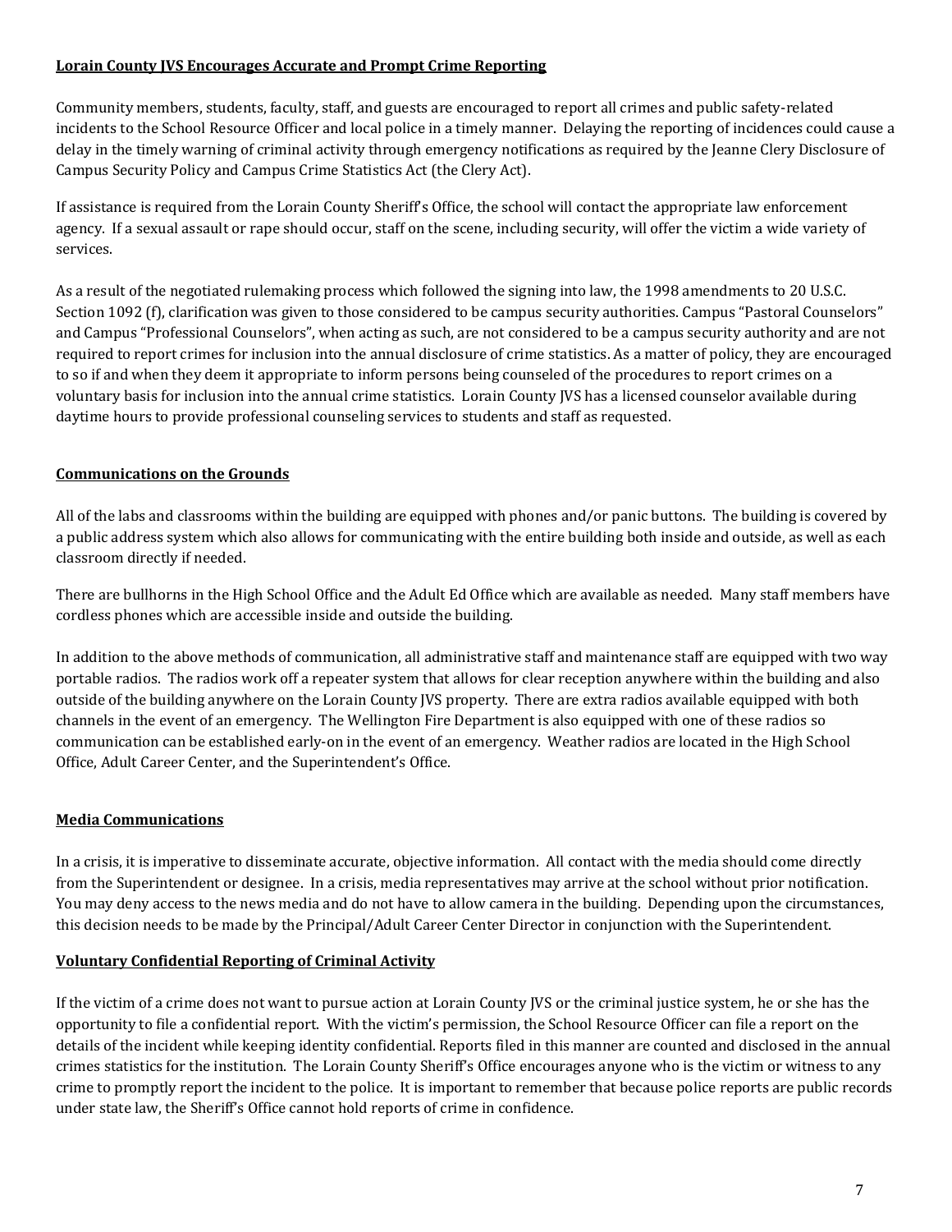## Lorain County JVS Encourages Accurate and Prompt Crime Reporting

Community members, students, faculty, staff, and guests are encouraged to report all crimes and public safety-related incidents to the School Resource Officer and local police in a timely manner. Delaying the reporting of incidences could cause a delay in the timely warning of criminal activity through emergency notifications as required by the Jeanne Clery Disclosure of Campus Security Policy and Campus Crime Statistics Act (the Clery Act).

If assistance is required from the Lorain County Sheriff's Office, the school will contact the appropriate law enforcement agency. If a sexual assault or rape should occur, staff on the scene, including security, will offer the victim a wide variety of services.

As a result of the negotiated rulemaking process which followed the signing into law, the 1998 amendments to 20 U.S.C. Section 1092 (f), clarification was given to those considered to be campus security authorities. Campus "Pastoral Counselors" and Campus "Professional Counselors", when acting as such, are not considered to be a campus security authority and are not required to report crimes for inclusion into the annual disclosure of crime statistics. As a matter of policy, they are encouraged to so if and when they deem it appropriate to inform persons being counseled of the procedures to report crimes on a voluntary basis for inclusion into the annual crime statistics. Lorain County JVS has a licensed counselor available during daytime hours to provide professional counseling services to students and staff as requested.

## Communications on the Grounds

All of the labs and classrooms within the building are equipped with phones and/or panic buttons. The building is covered by a public address system which also allows for communicating with the entire building both inside and outside, as well as each classroom directly if needed.

There are bullhorns in the High School Office and the Adult Ed Office which are available as needed. Many staff members have cordless phones which are accessible inside and outside the building.

In addition to the above methods of communication, all administrative staff and maintenance staff are equipped with two way portable radios. The radios work off a repeater system that allows for clear reception anywhere within the building and also outside of the building anywhere on the Lorain County JVS property. There are extra radios available equipped with both channels in the event of an emergency. The Wellington Fire Department is also equipped with one of these radios so communication can be established early-on in the event of an emergency. Weather radios are located in the High School Office, Adult Career Center, and the Superintendent's Office.

## Media Communications

In a crisis, it is imperative to disseminate accurate, objective information. All contact with the media should come directly from the Superintendent or designee. In a crisis, media representatives may arrive at the school without prior notification. You may deny access to the news media and do not have to allow camera in the building. Depending upon the circumstances, this decision needs to be made by the Principal/Adult Career Center Director in conjunction with the Superintendent.

## Voluntary Confidential Reporting of Criminal Activity

If the victim of a crime does not want to pursue action at Lorain County JVS or the criminal justice system, he or she has the opportunity to file a confidential report. With the victim's permission, the School Resource Officer can file a report on the details of the incident while keeping identity confidential. Reports filed in this manner are counted and disclosed in the annual crimes statistics for the institution. The Lorain County Sheriff's Office encourages anyone who is the victim or witness to any crime to promptly report the incident to the police. It is important to remember that because police reports are public records under state law, the Sheriff's Office cannot hold reports of crime in confidence.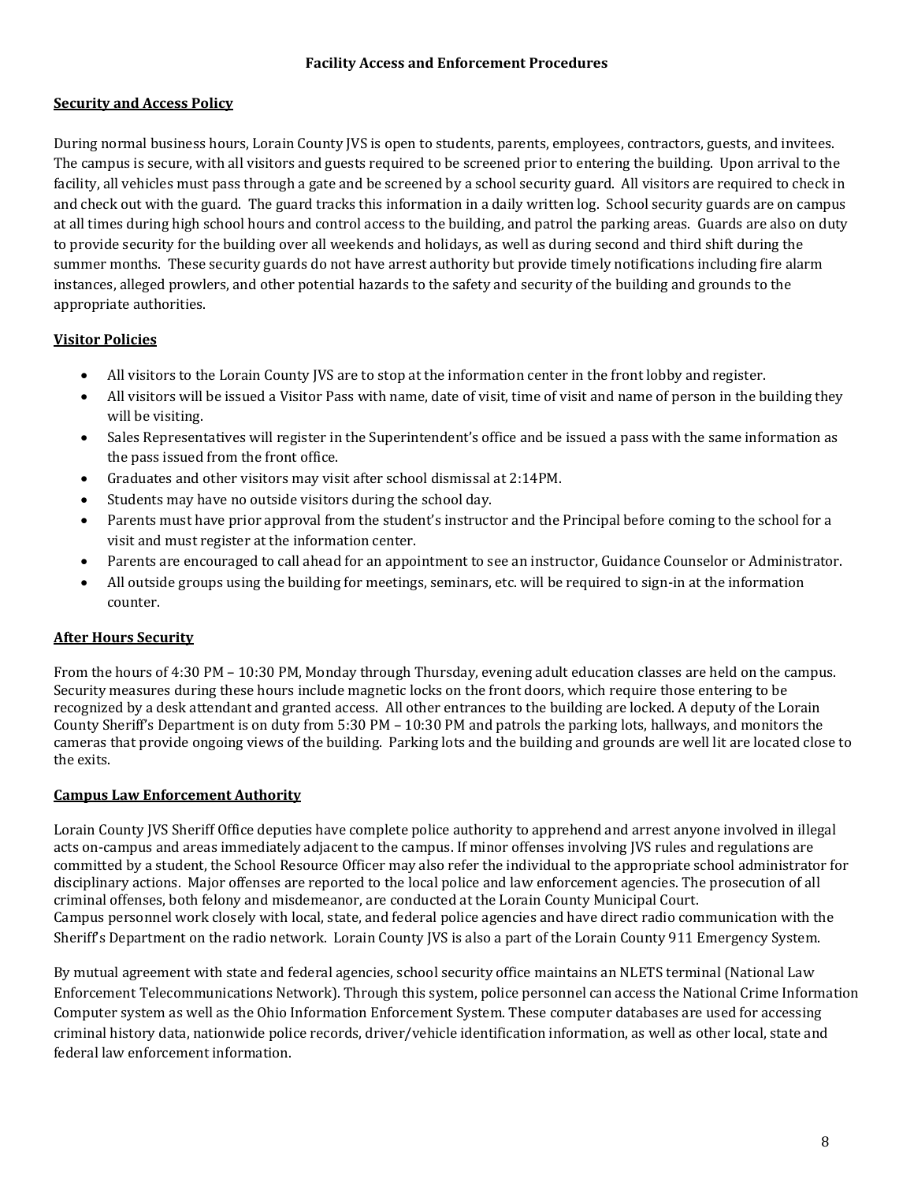## Facility Access and Enforcement Procedures

### Security and Access Policy

During normal business hours, Lorain County JVS is open to students, parents, employees, contractors, guests, and invitees. The campus is secure, with all visitors and guests required to be screened prior to entering the building. Upon arrival to the facility, all vehicles must pass through a gate and be screened by a school security guard. All visitors are required to check in and check out with the guard. The guard tracks this information in a daily written log. School security guards are on campus at all times during high school hours and control access to the building, and patrol the parking areas. Guards are also on duty to provide security for the building over all weekends and holidays, as well as during second and third shift during the summer months. These security guards do not have arrest authority but provide timely notifications including fire alarm instances, alleged prowlers, and other potential hazards to the safety and security of the building and grounds to the appropriate authorities.

### Visitor Policies

- All visitors to the Lorain County JVS are to stop at the information center in the front lobby and register.
- All visitors will be issued a Visitor Pass with name, date of visit, time of visit and name of person in the building they will be visiting.
- Sales Representatives will register in the Superintendent's office and be issued a pass with the same information as the pass issued from the front office.
- Graduates and other visitors may visit after school dismissal at 2:14PM.
- Students may have no outside visitors during the school day.
- Parents must have prior approval from the student's instructor and the Principal before coming to the school for a visit and must register at the information center.
- Parents are encouraged to call ahead for an appointment to see an instructor, Guidance Counselor or Administrator.
- All outside groups using the building for meetings, seminars, etc. will be required to sign-in at the information counter.

### After Hours Security

From the hours of 4:30 PM – 10:30 PM, Monday through Thursday, evening adult education classes are held on the campus. Security measures during these hours include magnetic locks on the front doors, which require those entering to be recognized by a desk attendant and granted access. All other entrances to the building are locked. A deputy of the Lorain County Sheriff's Department is on duty from 5:30 PM – 10:30 PM and patrols the parking lots, hallways, and monitors the cameras that provide ongoing views of the building. Parking lots and the building and grounds are well lit are located close to the exits.

### Campus Law Enforcement Authority

Lorain County JVS Sheriff Office deputies have complete police authority to apprehend and arrest anyone involved in illegal acts on-campus and areas immediately adjacent to the campus. If minor offenses involving JVS rules and regulations are committed by a student, the School Resource Officer may also refer the individual to the appropriate school administrator for disciplinary actions. Major offenses are reported to the local police and law enforcement agencies. The prosecution of all criminal offenses, both felony and misdemeanor, are conducted at the Lorain County Municipal Court.
Campus personnel work closely with local, state, and federal police agencies and have direct radio communication with the Sheriff's Department on the radio network. Lorain County JVS is also a part of the Lorain County 911 Emergency System.

By mutual agreement with state and federal agencies, school security office maintains an NLETS terminal (National Law Enforcement Telecommunications Network). Through this system, police personnel can access the National Crime Information Computer system as well as the Ohio Information Enforcement System. These computer databases are used for accessing criminal history data, nationwide police records, driver/vehicle identification information, as well as other local, state and federal law enforcement information.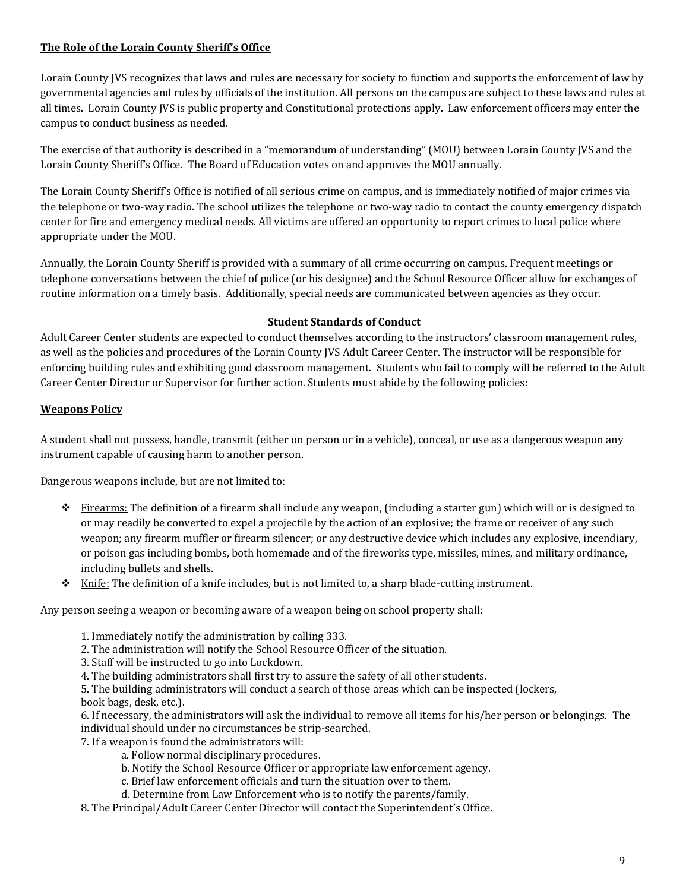## **The Role of the Lorain County Sheriff's Office**

Lorain County JVS recognizes that laws and rules are necessary for society to function and supports the enforcement of law by governmental agencies and rules by officials of the institution. All persons on the campus are subject to these laws and rules at all times. Lorain County JVS is public property and Constitutional protections apply. Law enforcement officers may enter the campus to conduct business as needed.

The exercise of that authority is described in a "memorandum of understanding" (MOU) between Lorain County JVS and the Lorain County Sheriff's Office. The Board of Education votes on and approves the MOU annually.

The Lorain County Sheriff's Office is notified of all serious crime on campus, and is immediately notified of major crimes via the telephone or two-way radio. The school utilizes the telephone or two-way radio to contact the county emergency dispatch center for fire and emergency medical needs. All victims are offered an opportunity to report crimes to local police where appropriate under the MOU.

Annually, the Lorain County Sheriff is provided with a summary of all crime occurring on campus. Frequent meetings or telephone conversations between the chief of police (or his designee) and the School Resource Officer allow for exchanges of routine information on a timely basis. Additionally, special needs are communicated between agencies as they occur.

## **Student Standards of Conduct**

Adult Career Center students are expected to conduct themselves according to the instructors' classroom management rules, as well as the policies and procedures of the Lorain County JVS Adult Career Center. The instructor will be responsible for enforcing building rules and exhibiting good classroom management. Students who fail to comply will be referred to the Adult Career Center Director or Supervisor for further action. Students must abide by the following policies:

### **Weapons Policy**

A student shall not possess, handle, transmit (either on person or in a vehicle), conceal, or use as a dangerous weapon any instrument capable of causing harm to another person.

Dangerous weapons include, but are not limited to:

- Firearms: The definition of a firearm shall include any weapon, (including a starter gun) which will or is designed to or may readily be converted to expel a projectile by the action of an explosive; the frame or receiver of any such weapon; any firearm muffler or firearm silencer; or any destructive device which includes any explosive, incendiary, or poison gas including bombs, both homemade and of the fireworks type, missiles, mines, and military ordinance, including bullets and shells.
- Knife: The definition of a knife includes, but is not limited to, a sharp blade-cutting instrument.

Any person seeing a weapon or becoming aware of a weapon being on school property shall:

1. Immediately notify the administration by calling 333.
2. The administration will notify the School Resource Officer of the situation.
3. Staff will be instructed to go into Lockdown.
4. The building administrators shall first try to assure the safety of all other students.
5. The building administrators will conduct a search of those areas which can be inspected (lockers, book bags, desk, etc.).
6. If necessary, the administrators will ask the individual to remove all items for his/her person or belongings. The individual should under no circumstances be strip-searched.
7. If a weapon is found the administrators will:
   a. Follow normal disciplinary procedures.
   b. Notify the School Resource Officer or appropriate law enforcement agency.
   c. Brief law enforcement officials and turn the situation over to them.
   d. Determine from Law Enforcement who is to notify the parents/family.
8. The Principal/Adult Career Center Director will contact the Superintendent's Office.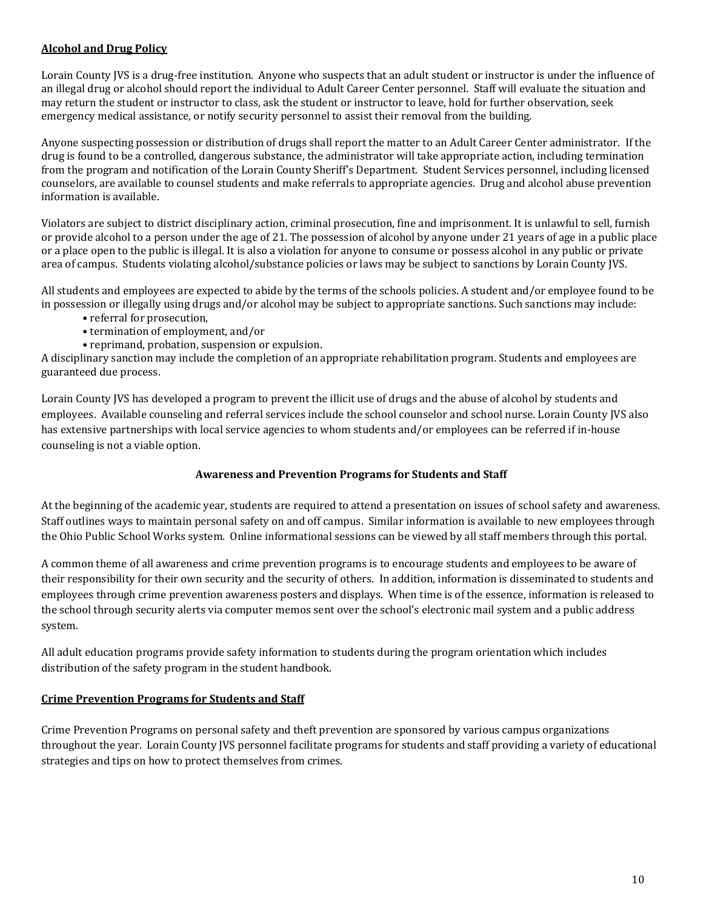## Alcohol and Drug Policy

Lorain County JVS is a drug-free institution. Anyone who suspects that an adult student or instructor is under the influence of an illegal drug or alcohol should report the individual to Adult Career Center personnel. Staff will evaluate the situation and may return the student or instructor to class, ask the student or instructor to leave, hold for further observation, seek emergency medical assistance, or notify security personnel to assist their removal from the building.

Anyone suspecting possession or distribution of drugs shall report the matter to an Adult Career Center administrator. If the drug is found to be a controlled, dangerous substance, the administrator will take appropriate action, including termination from the program and notification of the Lorain County Sheriff's Department. Student Services personnel, including licensed counselors, are available to counsel students and make referrals to appropriate agencies. Drug and alcohol abuse prevention information is available.

Violators are subject to district disciplinary action, criminal prosecution, fine and imprisonment. It is unlawful to sell, furnish or provide alcohol to a person under the age of 21. The possession of alcohol by anyone under 21 years of age in a public place or a place open to the public is illegal. It is also a violation for anyone to consume or possess alcohol in any public or private area of campus. Students violating alcohol/substance policies or laws may be subject to sanctions by Lorain County JVS.

All students and employees are expected to abide by the terms of the schools policies. A student and/or employee found to be in possession or illegally using drugs and/or alcohol may be subject to appropriate sanctions. Such sanctions may include:

- referral for prosecution,
- termination of employment, and/or
- reprimand, probation, suspension or expulsion.

A disciplinary sanction may include the completion of an appropriate rehabilitation program. Students and employees are guaranteed due process.

Lorain County JVS has developed a program to prevent the illicit use of drugs and the abuse of alcohol by students and employees. Available counseling and referral services include the school counselor and school nurse. Lorain County JVS also has extensive partnerships with local service agencies to whom students and/or employees can be referred if in-house counseling is not a viable option.

### Awareness and Prevention Programs for Students and Staff

At the beginning of the academic year, students are required to attend a presentation on issues of school safety and awareness. Staff outlines ways to maintain personal safety on and off campus. Similar information is available to new employees through the Ohio Public School Works system. Online informational sessions can be viewed by all staff members through this portal.

A common theme of all awareness and crime prevention programs is to encourage students and employees to be aware of their responsibility for their own security and the security of others. In addition, information is disseminated to students and employees through crime prevention awareness posters and displays. When time is of the essence, information is released to the school through security alerts via computer memos sent over the school's electronic mail system and a public address system.

All adult education programs provide safety information to students during the program orientation which includes distribution of the safety program in the student handbook.

## Crime Prevention Programs for Students and Staff

Crime Prevention Programs on personal safety and theft prevention are sponsored by various campus organizations throughout the year. Lorain County JVS personnel facilitate programs for students and staff providing a variety of educational strategies and tips on how to protect themselves from crimes.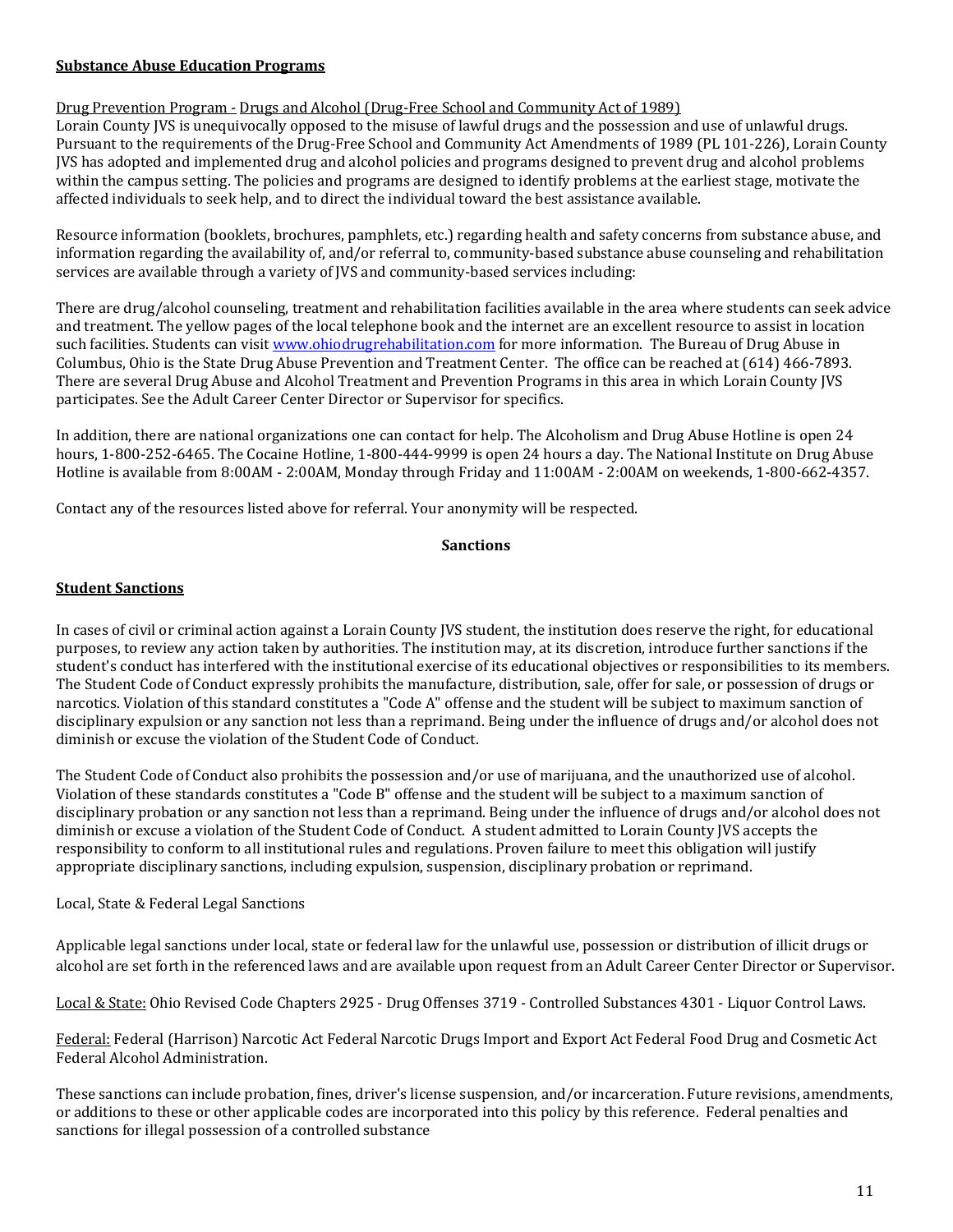## **Substance Abuse Education Programs**

Drug Prevention Program - Drugs and Alcohol (Drug-Free School and Community Act of 1989)

Lorain County JVS is unequivocally opposed to the misuse of lawful drugs and the possession and use of unlawful drugs. Pursuant to the requirements of the Drug-Free School and Community Act Amendments of 1989 (PL 101-226), Lorain County JVS has adopted and implemented drug and alcohol policies and programs designed to prevent drug and alcohol problems within the campus setting. The policies and programs are designed to identify problems at the earliest stage, motivate the affected individuals to seek help, and to direct the individual toward the best assistance available.

Resource information (booklets, brochures, pamphlets, etc.) regarding health and safety concerns from substance abuse, and information regarding the availability of, and/or referral to, community-based substance abuse counseling and rehabilitation services are available through a variety of JVS and community-based services including:

There are drug/alcohol counseling, treatment and rehabilitation facilities available in the area where students can seek advice and treatment. The yellow pages of the local telephone book and the internet are an excellent resource to assist in location such facilities. Students can visit www.ohiodrugrehabilitation.com for more information. The Bureau of Drug Abuse in Columbus, Ohio is the State Drug Abuse Prevention and Treatment Center. The office can be reached at (614) 466-7893. There are several Drug Abuse and Alcohol Treatment and Prevention Programs in this area in which Lorain County JVS participates. See the Adult Career Center Director or Supervisor for specifics.

In addition, there are national organizations one can contact for help. The Alcoholism and Drug Abuse Hotline is open 24 hours, 1-800-252-6465. The Cocaine Hotline, 1-800-444-9999 is open 24 hours a day. The National Institute on Drug Abuse Hotline is available from 8:00AM - 2:00AM, Monday through Friday and 11:00AM - 2:00AM on weekends, 1-800-662-4357.

Contact any of the resources listed above for referral. Your anonymity will be respected.

## **Sanctions**

### **Student Sanctions**

In cases of civil or criminal action against a Lorain County JVS student, the institution does reserve the right, for educational purposes, to review any action taken by authorities. The institution may, at its discretion, introduce further sanctions if the student's conduct has interfered with the institutional exercise of its educational objectives or responsibilities to its members. The Student Code of Conduct expressly prohibits the manufacture, distribution, sale, offer for sale, or possession of drugs or narcotics. Violation of this standard constitutes a "Code A" offense and the student will be subject to maximum sanction of disciplinary expulsion or any sanction not less than a reprimand. Being under the influence of drugs and/or alcohol does not diminish or excuse the violation of the Student Code of Conduct.

The Student Code of Conduct also prohibits the possession and/or use of marijuana, and the unauthorized use of alcohol. Violation of these standards constitutes a "Code B" offense and the student will be subject to a maximum sanction of disciplinary probation or any sanction not less than a reprimand. Being under the influence of drugs and/or alcohol does not diminish or excuse a violation of the Student Code of Conduct. A student admitted to Lorain County JVS accepts the responsibility to conform to all institutional rules and regulations. Proven failure to meet this obligation will justify appropriate disciplinary sanctions, including expulsion, suspension, disciplinary probation or reprimand.

Local, State & Federal Legal Sanctions

Applicable legal sanctions under local, state or federal law for the unlawful use, possession or distribution of illicit drugs or alcohol are set forth in the referenced laws and are available upon request from an Adult Career Center Director or Supervisor.

Local & State: Ohio Revised Code Chapters 2925 - Drug Offenses 3719 - Controlled Substances 4301 - Liquor Control Laws.

Federal: Federal (Harrison) Narcotic Act Federal Narcotic Drugs Import and Export Act Federal Food Drug and Cosmetic Act Federal Alcohol Administration.

These sanctions can include probation, fines, driver's license suspension, and/or incarceration. Future revisions, amendments, or additions to these or other applicable codes are incorporated into this policy by this reference. Federal penalties and sanctions for illegal possession of a controlled substance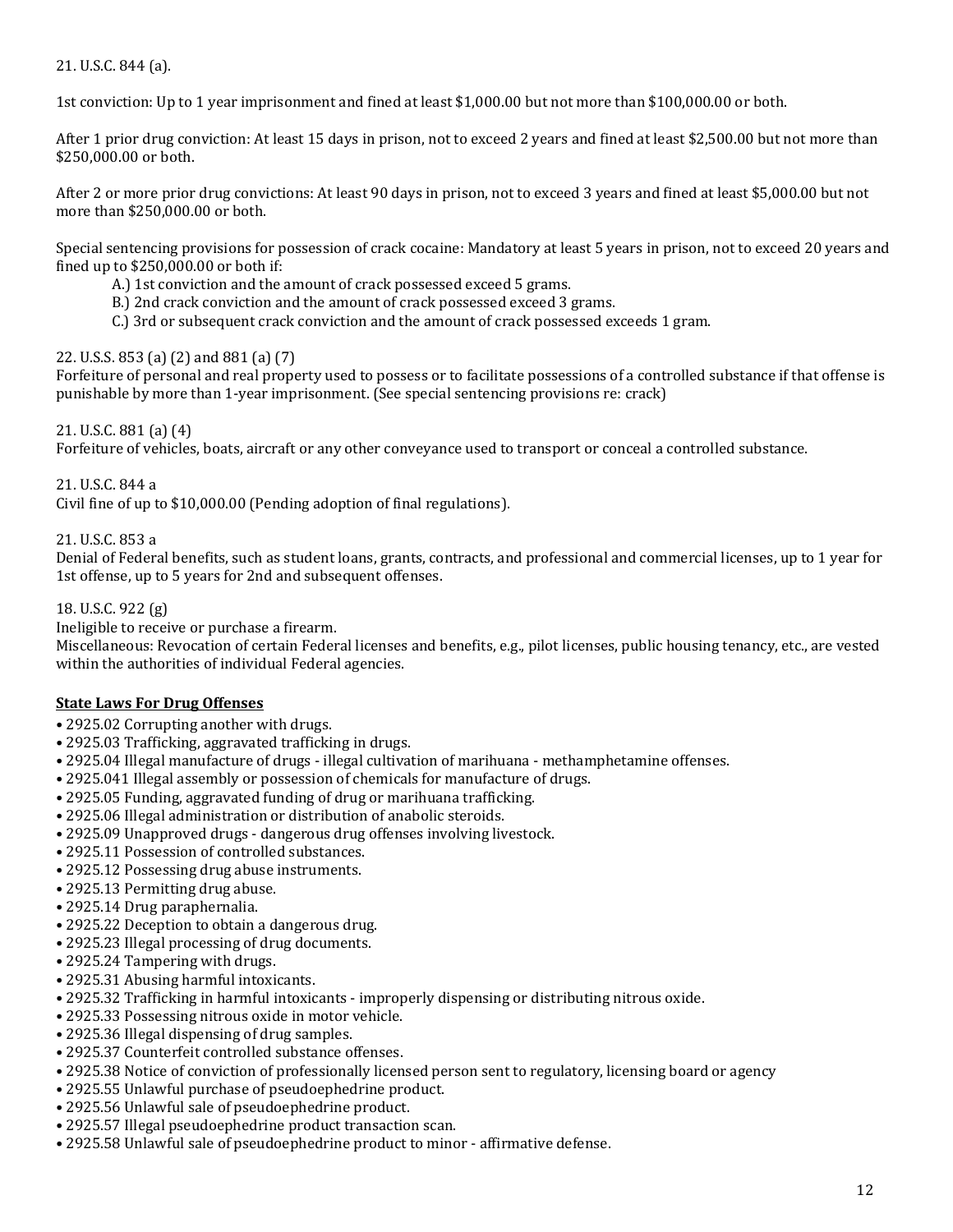21. U.S.C. 844 (a).

1st conviction: Up to 1 year imprisonment and fined at least $1,000.00 but not more than $100,000.00 or both.

After 1 prior drug conviction: At least 15 days in prison, not to exceed 2 years and fined at least $2,500.00 but not more than $250,000.00 or both.

After 2 or more prior drug convictions: At least 90 days in prison, not to exceed 3 years and fined at least $5,000.00 but not more than $250,000.00 or both.

Special sentencing provisions for possession of crack cocaine: Mandatory at least 5 years in prison, not to exceed 20 years and fined up to $250,000.00 or both if:

A.) 1st conviction and the amount of crack possessed exceed 5 grams.
B.) 2nd crack conviction and the amount of crack possessed exceed 3 grams.
C.) 3rd or subsequent crack conviction and the amount of crack possessed exceeds 1 gram.

22. U.S.S. 853 (a) (2) and 881 (a) (7)
Forfeiture of personal and real property used to possess or to facilitate possessions of a controlled substance if that offense is punishable by more than 1-year imprisonment. (See special sentencing provisions re: crack)

21. U.S.C. 881 (a) (4)
Forfeiture of vehicles, boats, aircraft or any other conveyance used to transport or conceal a controlled substance.

21. U.S.C. 844 a
Civil fine of up to $10,000.00 (Pending adoption of final regulations).

21. U.S.C. 853 a
Denial of Federal benefits, such as student loans, grants, contracts, and professional and commercial licenses, up to 1 year for 1st offense, up to 5 years for 2nd and subsequent offenses.

18. U.S.C. 922 (g)
Ineligible to receive or purchase a firearm.
Miscellaneous: Revocation of certain Federal licenses and benefits, e.g., pilot licenses, public housing tenancy, etc., are vested within the authorities of individual Federal agencies.

**State Laws For Drug Offenses**

- 2925.02 Corrupting another with drugs.
- 2925.03 Trafficking, aggravated trafficking in drugs.
- 2925.04 Illegal manufacture of drugs - illegal cultivation of marihuana - methamphetamine offenses.
- 2925.041 Illegal assembly or possession of chemicals for manufacture of drugs.
- 2925.05 Funding, aggravated funding of drug or marihuana trafficking.
- 2925.06 Illegal administration or distribution of anabolic steroids.
- 2925.09 Unapproved drugs - dangerous drug offenses involving livestock.
- 2925.11 Possession of controlled substances.
- 2925.12 Possessing drug abuse instruments.
- 2925.13 Permitting drug abuse.
- 2925.14 Drug paraphernalia.
- 2925.22 Deception to obtain a dangerous drug.
- 2925.23 Illegal processing of drug documents.
- 2925.24 Tampering with drugs.
- 2925.31 Abusing harmful intoxicants.
- 2925.32 Trafficking in harmful intoxicants - improperly dispensing or distributing nitrous oxide.
- 2925.33 Possessing nitrous oxide in motor vehicle.
- 2925.36 Illegal dispensing of drug samples.
- 2925.37 Counterfeit controlled substance offenses.
- 2925.38 Notice of conviction of professionally licensed person sent to regulatory, licensing board or agency
- 2925.55 Unlawful purchase of pseudoephedrine product.
- 2925.56 Unlawful sale of pseudoephedrine product.
- 2925.57 Illegal pseudoephedrine product transaction scan.
- 2925.58 Unlawful sale of pseudoephedrine product to minor - affirmative defense.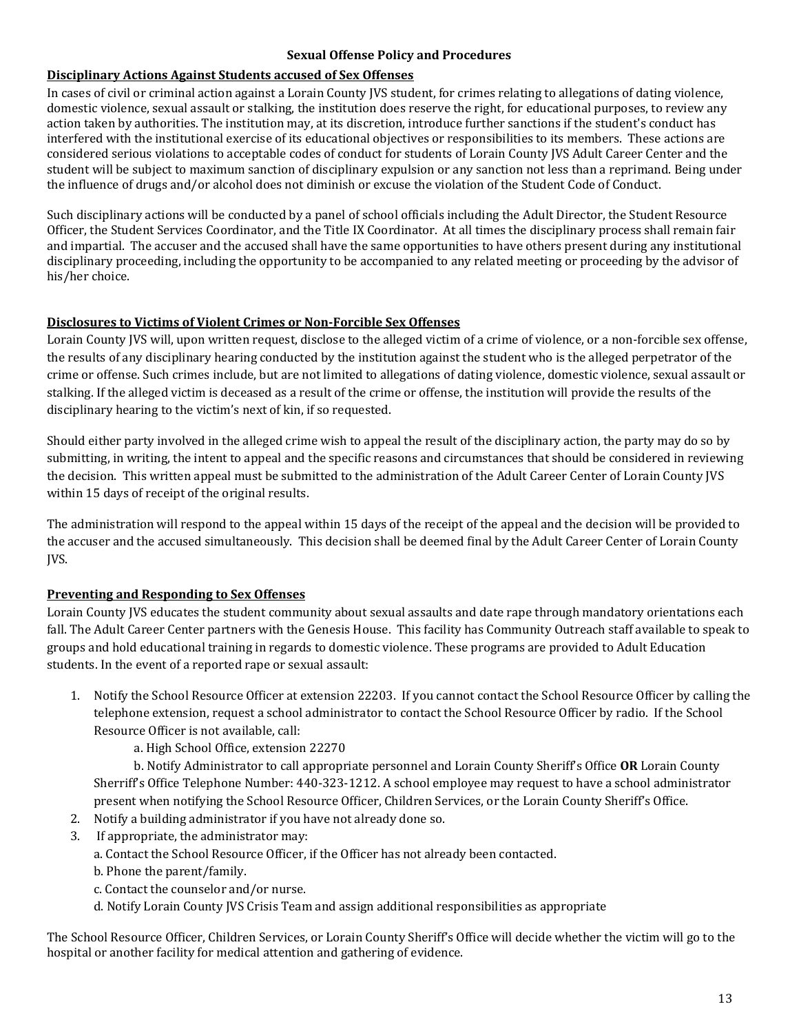## Sexual Offense Policy and Procedures

### Disciplinary Actions Against Students accused of Sex Offenses

In cases of civil or criminal action against a Lorain County JVS student, for crimes relating to allegations of dating violence, domestic violence, sexual assault or stalking, the institution does reserve the right, for educational purposes, to review any action taken by authorities. The institution may, at its discretion, introduce further sanctions if the student's conduct has interfered with the institutional exercise of its educational objectives or responsibilities to its members. These actions are considered serious violations to acceptable codes of conduct for students of Lorain County JVS Adult Career Center and the student will be subject to maximum sanction of disciplinary expulsion or any sanction not less than a reprimand. Being under the influence of drugs and/or alcohol does not diminish or excuse the violation of the Student Code of Conduct.

Such disciplinary actions will be conducted by a panel of school officials including the Adult Director, the Student Resource Officer, the Student Services Coordinator, and the Title IX Coordinator. At all times the disciplinary process shall remain fair and impartial. The accuser and the accused shall have the same opportunities to have others present during any institutional disciplinary proceeding, including the opportunity to be accompanied to any related meeting or proceeding by the advisor of his/her choice.

### Disclosures to Victims of Violent Crimes or Non-Forcible Sex Offenses

Lorain County JVS will, upon written request, disclose to the alleged victim of a crime of violence, or a non-forcible sex offense, the results of any disciplinary hearing conducted by the institution against the student who is the alleged perpetrator of the crime or offense. Such crimes include, but are not limited to allegations of dating violence, domestic violence, sexual assault or stalking. If the alleged victim is deceased as a result of the crime or offense, the institution will provide the results of the disciplinary hearing to the victim's next of kin, if so requested.

Should either party involved in the alleged crime wish to appeal the result of the disciplinary action, the party may do so by submitting, in writing, the intent to appeal and the specific reasons and circumstances that should be considered in reviewing the decision. This written appeal must be submitted to the administration of the Adult Career Center of Lorain County JVS within 15 days of receipt of the original results.

The administration will respond to the appeal within 15 days of the receipt of the appeal and the decision will be provided to the accuser and the accused simultaneously. This decision shall be deemed final by the Adult Career Center of Lorain County JVS.

### Preventing and Responding to Sex Offenses

Lorain County JVS educates the student community about sexual assaults and date rape through mandatory orientations each fall. The Adult Career Center partners with the Genesis House. This facility has Community Outreach staff available to speak to groups and hold educational training in regards to domestic violence. These programs are provided to Adult Education students. In the event of a reported rape or sexual assault:

1. Notify the School Resource Officer at extension 22203. If you cannot contact the School Resource Officer by calling the telephone extension, request a school administrator to contact the School Resource Officer by radio. If the School Resource Officer is not available, call:
   a. High School Office, extension 22270
   b. Notify Administrator to call appropriate personnel and Lorain County Sheriff's Office **OR** Lorain County Sherriff's Office Telephone Number: 440-323-1212. A school employee may request to have a school administrator present when notifying the School Resource Officer, Children Services, or the Lorain County Sheriff's Office.
2. Notify a building administrator if you have not already done so.
3. If appropriate, the administrator may:
   a. Contact the School Resource Officer, if the Officer has not already been contacted.
   b. Phone the parent/family.
   c. Contact the counselor and/or nurse.
   d. Notify Lorain County JVS Crisis Team and assign additional responsibilities as appropriate

The School Resource Officer, Children Services, or Lorain County Sheriff's Office will decide whether the victim will go to the hospital or another facility for medical attention and gathering of evidence.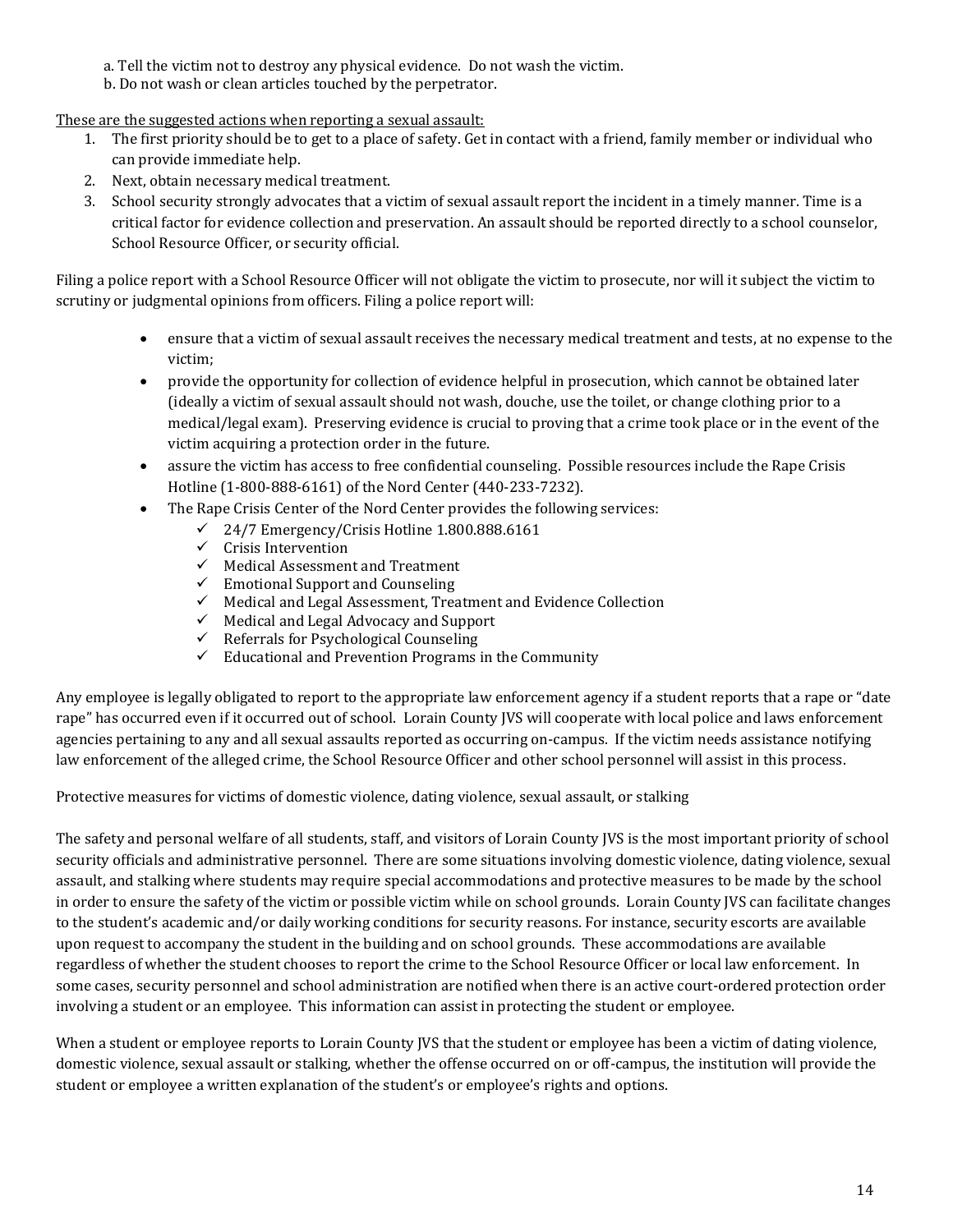a. Tell the victim not to destroy any physical evidence. Do not wash the victim.
b. Do not wash or clean articles touched by the perpetrator.

<u>These are the suggested actions when reporting a sexual assault:</u>

1. The first priority should be to get to a place of safety. Get in contact with a friend, family member or individual who can provide immediate help.
2. Next, obtain necessary medical treatment.
3. School security strongly advocates that a victim of sexual assault report the incident in a timely manner. Time is a critical factor for evidence collection and preservation. An assault should be reported directly to a school counselor, School Resource Officer, or security official.

Filing a police report with a School Resource Officer will not obligate the victim to prosecute, nor will it subject the victim to scrutiny or judgmental opinions from officers. Filing a police report will:

- ensure that a victim of sexual assault receives the necessary medical treatment and tests, at no expense to the victim;
- provide the opportunity for collection of evidence helpful in prosecution, which cannot be obtained later (ideally a victim of sexual assault should not wash, douche, use the toilet, or change clothing prior to a medical/legal exam). Preserving evidence is crucial to proving that a crime took place or in the event of the victim acquiring a protection order in the future.
- assure the victim has access to free confidential counseling. Possible resources include the Rape Crisis Hotline (1-800-888-6161) of the Nord Center (440-233-7232).
- The Rape Crisis Center of the Nord Center provides the following services:
  - ✓ 24/7 Emergency/Crisis Hotline 1.800.888.6161
  - ✓ Crisis Intervention
  - ✓ Medical Assessment and Treatment
  - ✓ Emotional Support and Counseling
  - ✓ Medical and Legal Assessment, Treatment and Evidence Collection
  - ✓ Medical and Legal Advocacy and Support
  - ✓ Referrals for Psychological Counseling
  - ✓ Educational and Prevention Programs in the Community

Any employee is legally obligated to report to the appropriate law enforcement agency if a student reports that a rape or "date rape" has occurred even if it occurred out of school. Lorain County JVS will cooperate with local police and laws enforcement agencies pertaining to any and all sexual assaults reported as occurring on-campus. If the victim needs assistance notifying law enforcement of the alleged crime, the School Resource Officer and other school personnel will assist in this process.

Protective measures for victims of domestic violence, dating violence, sexual assault, or stalking

The safety and personal welfare of all students, staff, and visitors of Lorain County JVS is the most important priority of school security officials and administrative personnel. There are some situations involving domestic violence, dating violence, sexual assault, and stalking where students may require special accommodations and protective measures to be made by the school in order to ensure the safety of the victim or possible victim while on school grounds. Lorain County JVS can facilitate changes to the student's academic and/or daily working conditions for security reasons. For instance, security escorts are available upon request to accompany the student in the building and on school grounds. These accommodations are available regardless of whether the student chooses to report the crime to the School Resource Officer or local law enforcement. In some cases, security personnel and school administration are notified when there is an active court-ordered protection order involving a student or an employee. This information can assist in protecting the student or employee.

When a student or employee reports to Lorain County JVS that the student or employee has been a victim of dating violence, domestic violence, sexual assault or stalking, whether the offense occurred on or off-campus, the institution will provide the student or employee a written explanation of the student's or employee's rights and options.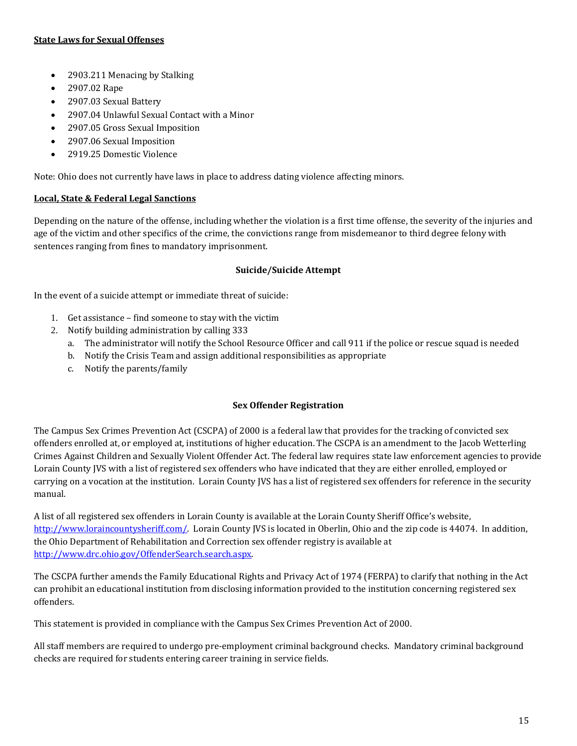**State Laws for Sexual Offenses**

- 2903.211 Menacing by Stalking
- 2907.02 Rape
- 2907.03 Sexual Battery
- 2907.04 Unlawful Sexual Contact with a Minor
- 2907.05 Gross Sexual Imposition
- 2907.06 Sexual Imposition
- 2919.25 Domestic Violence

Note: Ohio does not currently have laws in place to address dating violence affecting minors.

**Local, State & Federal Legal Sanctions**

Depending on the nature of the offense, including whether the violation is a first time offense, the severity of the injuries and age of the victim and other specifics of the crime, the convictions range from misdemeanor to third degree felony with sentences ranging from fines to mandatory imprisonment.

## Suicide/Suicide Attempt

In the event of a suicide attempt or immediate threat of suicide:

1. Get assistance – find someone to stay with the victim
2. Notify building administration by calling 333
   a. The administrator will notify the School Resource Officer and call 911 if the police or rescue squad is needed
   b. Notify the Crisis Team and assign additional responsibilities as appropriate
   c. Notify the parents/family

## Sex Offender Registration

The Campus Sex Crimes Prevention Act (CSCPA) of 2000 is a federal law that provides for the tracking of convicted sex offenders enrolled at, or employed at, institutions of higher education. The CSCPA is an amendment to the Jacob Wetterling Crimes Against Children and Sexually Violent Offender Act. The federal law requires state law enforcement agencies to provide Lorain County JVS with a list of registered sex offenders who have indicated that they are either enrolled, employed or carrying on a vocation at the institution. Lorain County JVS has a list of registered sex offenders for reference in the security manual.

A list of all registered sex offenders in Lorain County is available at the Lorain County Sheriff Office's website, [http://www.loraincountysheriff.com/](http://www.loraincountysheriff.com/). Lorain County JVS is located in Oberlin, Ohio and the zip code is 44074. In addition, the Ohio Department of Rehabilitation and Correction sex offender registry is available at [http://www.drc.ohio.gov/OffenderSearch.search.aspx](http://www.drc.ohio.gov/OffenderSearch.search.aspx).

The CSCPA further amends the Family Educational Rights and Privacy Act of 1974 (FERPA) to clarify that nothing in the Act can prohibit an educational institution from disclosing information provided to the institution concerning registered sex offenders.

This statement is provided in compliance with the Campus Sex Crimes Prevention Act of 2000.

All staff members are required to undergo pre-employment criminal background checks. Mandatory criminal background checks are required for students entering career training in service fields.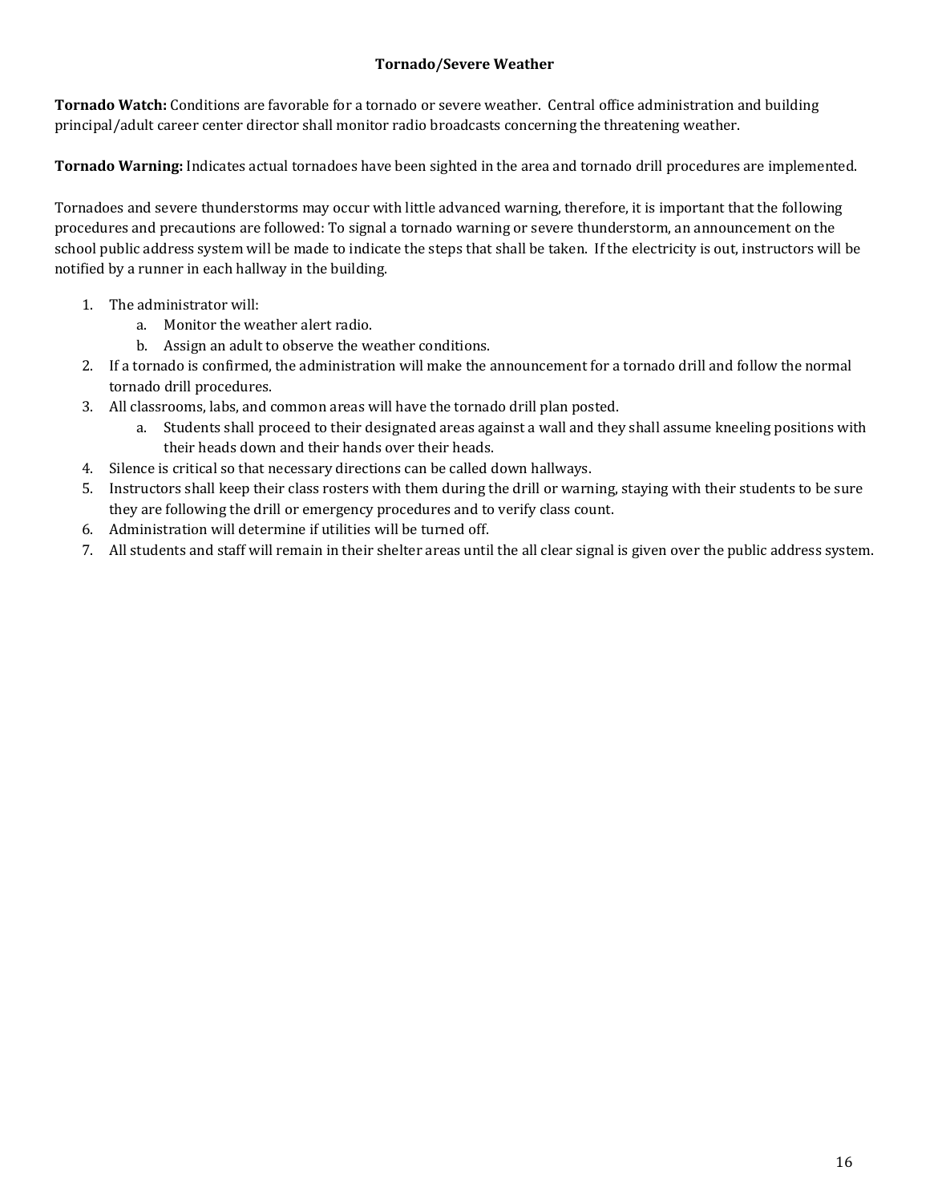## Tornado/Severe Weather

**Tornado Watch:** Conditions are favorable for a tornado or severe weather. Central office administration and building principal/adult career center director shall monitor radio broadcasts concerning the threatening weather.

**Tornado Warning:** Indicates actual tornadoes have been sighted in the area and tornado drill procedures are implemented.

Tornadoes and severe thunderstorms may occur with little advanced warning, therefore, it is important that the following procedures and precautions are followed: To signal a tornado warning or severe thunderstorm, an announcement on the school public address system will be made to indicate the steps that shall be taken. If the electricity is out, instructors will be notified by a runner in each hallway in the building.

1. The administrator will:
   a. Monitor the weather alert radio.
   b. Assign an adult to observe the weather conditions.
2. If a tornado is confirmed, the administration will make the announcement for a tornado drill and follow the normal tornado drill procedures.
3. All classrooms, labs, and common areas will have the tornado drill plan posted.
   a. Students shall proceed to their designated areas against a wall and they shall assume kneeling positions with their heads down and their hands over their heads.
4. Silence is critical so that necessary directions can be called down hallways.
5. Instructors shall keep their class rosters with them during the drill or warning, staying with their students to be sure they are following the drill or emergency procedures and to verify class count.
6. Administration will determine if utilities will be turned off.
7. All students and staff will remain in their shelter areas until the all clear signal is given over the public address system.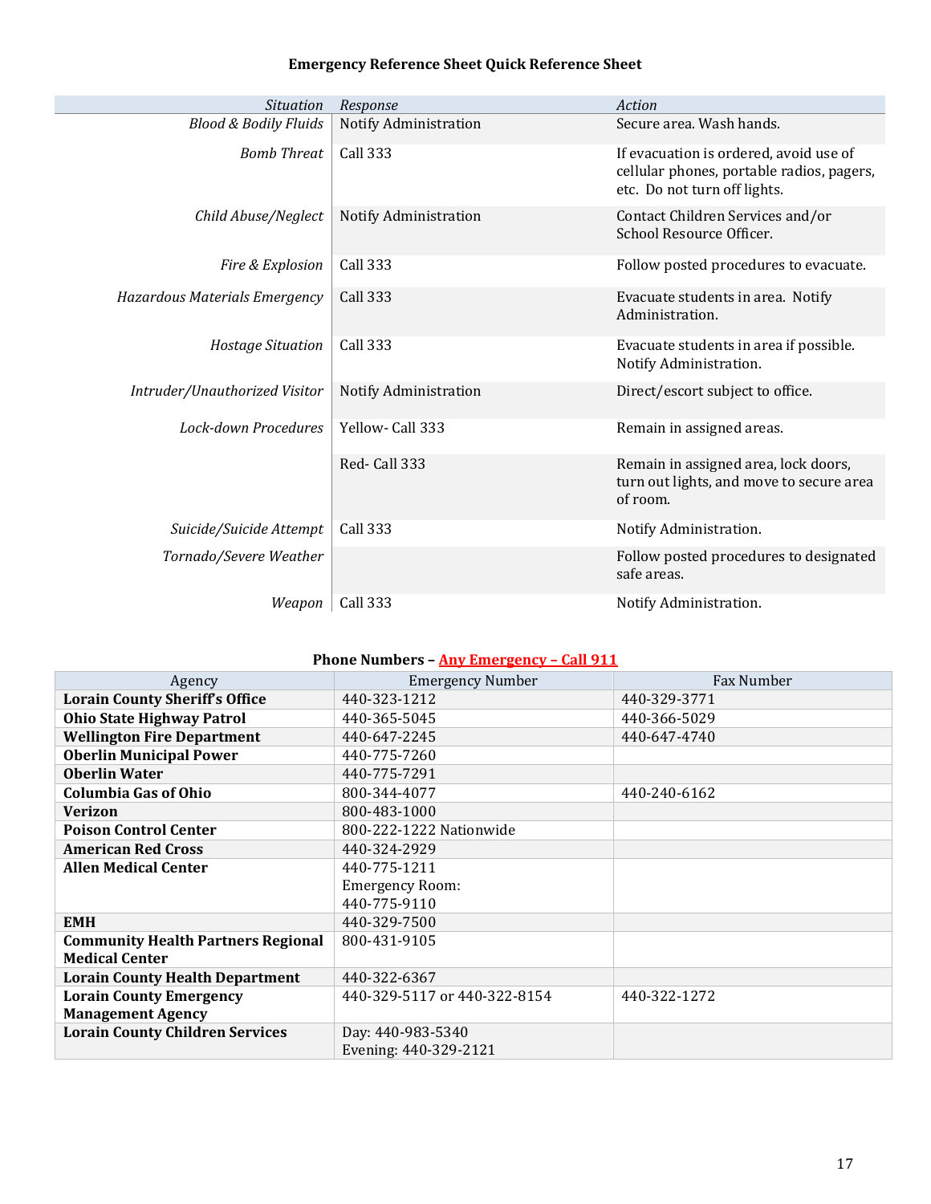### Emergency Reference Sheet Quick Reference Sheet

| *Situation* | *Response* | *Action* |
|---|---|---|
| *Blood & Bodily Fluids* | Notify Administration | Secure area. Wash hands. |
| *Bomb Threat* | Call 333 | If evacuation is ordered, avoid use of cellular phones, portable radios, pagers, etc. Do not turn off lights. |
| *Child Abuse/Neglect* | Notify Administration | Contact Children Services and/or School Resource Officer. |
| *Fire & Explosion* | Call 333 | Follow posted procedures to evacuate. |
| *Hazardous Materials Emergency* | Call 333 | Evacuate students in area. Notify Administration. |
| *Hostage Situation* | Call 333 | Evacuate students in area if possible. Notify Administration. |
| *Intruder/Unauthorized Visitor* | Notify Administration | Direct/escort subject to office. |
| *Lock-down Procedures* | Yellow- Call 333 | Remain in assigned areas. |
| | Red- Call 333 | Remain in assigned area, lock doors, turn out lights, and move to secure area of room. |
| *Suicide/Suicide Attempt* | Call 333 | Notify Administration. |
| *Tornado/Severe Weather* | | Follow posted procedures to designated safe areas. |
| *Weapon* | Call 333 | Notify Administration. |

### Phone Numbers – Any Emergency – Call 911

| Agency | Emergency Number | Fax Number |
|---|---|---|
| **Lorain County Sheriff's Office** | 440-323-1212 | 440-329-3771 |
| **Ohio State Highway Patrol** | 440-365-5045 | 440-366-5029 |
| **Wellington Fire Department** | 440-647-2245 | 440-647-4740 |
| **Oberlin Municipal Power** | 440-775-7260 | |
| **Oberlin Water** | 440-775-7291 | |
| **Columbia Gas of Ohio** | 800-344-4077 | 440-240-6162 |
| **Verizon** | 800-483-1000 | |
| **Poison Control Center** | 800-222-1222 Nationwide | |
| **American Red Cross** | 440-324-2929 | |
| **Allen Medical Center** | 440-775-1211<br>Emergency Room:<br>440-775-9110 | |
| **EMH** | 440-329-7500 | |
| **Community Health Partners Regional Medical Center** | 800-431-9105 | |
| **Lorain County Health Department** | 440-322-6367 | |
| **Lorain County Emergency Management Agency** | 440-329-5117 or 440-322-8154 | 440-322-1272 |
| **Lorain County Children Services** | Day: 440-983-5340<br>Evening: 440-329-2121 | |